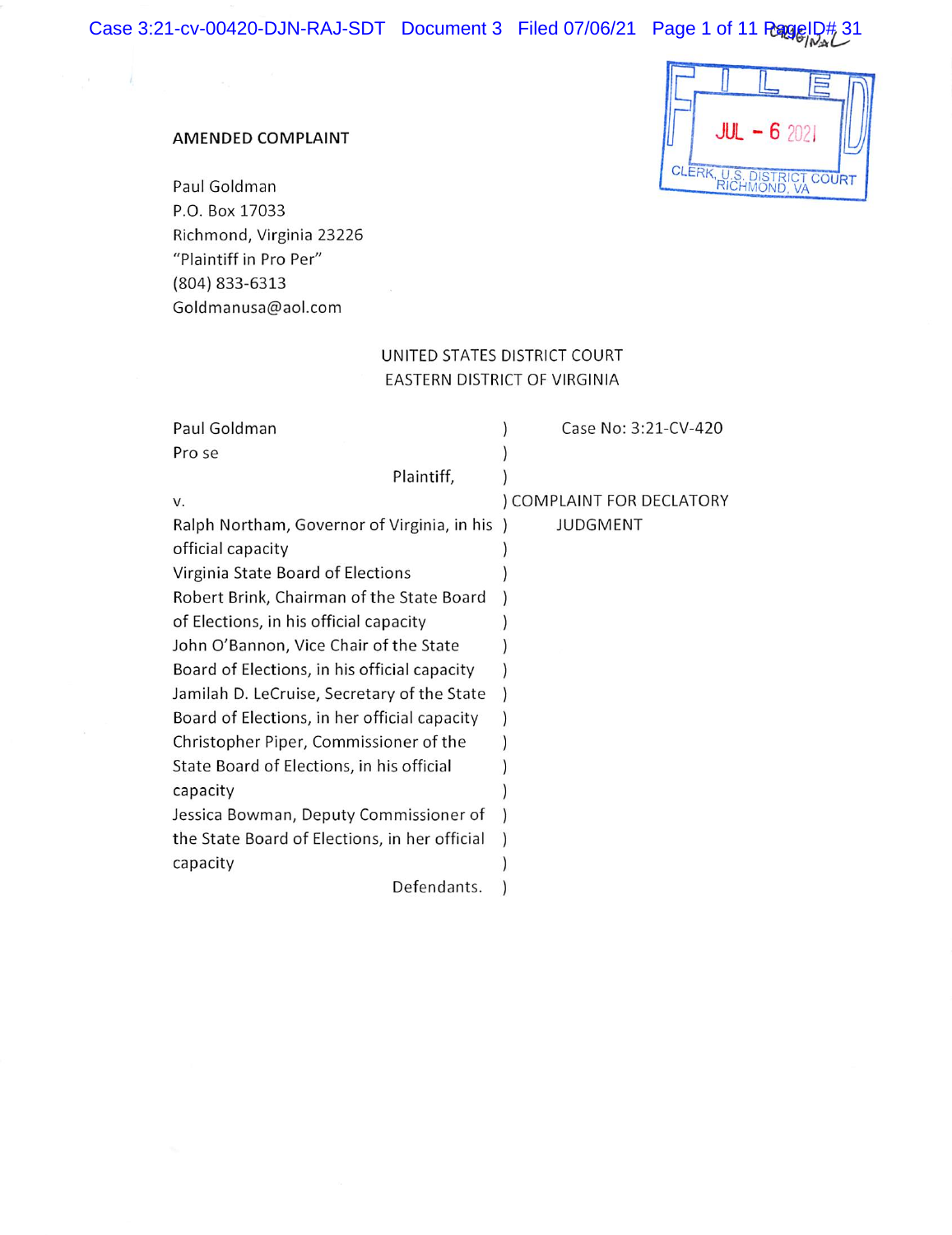FILED
JUL - 6 2021
CLERK, U.S. DISTRICT COURT
RICHMOND, VA

**AMENDED COMPLAINT**

Paul Goldman
P.O. Box 17033
Richmond, Virginia 23226
"Plaintiff in Pro Per"
(804) 833-6313
Goldmanusa@aol.com

UNITED STATES DISTRICT COURT
EASTERN DISTRICT OF VIRGINIA

| | | |
|---|---|---|
| Paul Goldman<br>Pro se<br>Plaintiff, | ) | Case No: 3:21-CV-420 |
| v. | ) | COMPLAINT FOR DECLATORY JUDGMENT |
| Ralph Northam, Governor of Virginia, in his official capacity<br>Virginia State Board of Elections<br>Robert Brink, Chairman of the State Board of Elections, in his official capacity<br>John O'Bannon, Vice Chair of the State Board of Elections, in his official capacity<br>Jamilah D. LeCruise, Secretary of the State Board of Elections, in her official capacity<br>Christopher Piper, Commissioner of the State Board of Elections, in his official capacity<br>Jessica Bowman, Deputy Commissioner of the State Board of Elections, in her official capacity<br>Defendants. | ) | |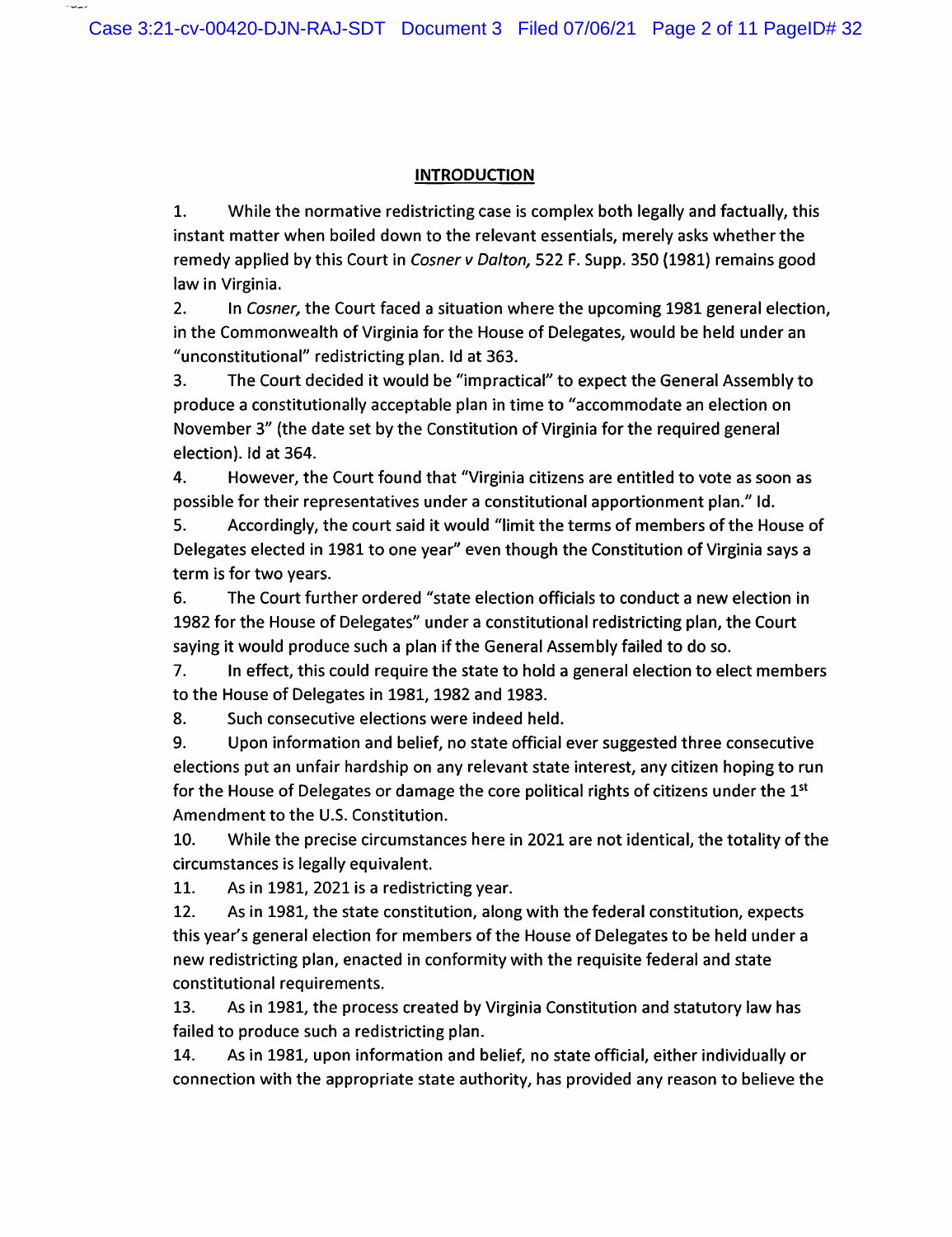## INTRODUCTION

1. While the normative redistricting case is complex both legally and factually, this instant matter when boiled down to the relevant essentials, merely asks whether the remedy applied by this Court in *Cosner v Dalton,* 522 F. Supp. 350 (1981) remains good law in Virginia.

2. In *Cosner,* the Court faced a situation where the upcoming 1981 general election, in the Commonwealth of Virginia for the House of Delegates, would be held under an "unconstitutional" redistricting plan. Id at 363.

3. The Court decided it would be "impractical" to expect the General Assembly to produce a constitutionally acceptable plan in time to "accommodate an election on November 3" (the date set by the Constitution of Virginia for the required general election). Id at 364.

4. However, the Court found that "Virginia citizens are entitled to vote as soon as possible for their representatives under a constitutional apportionment plan." Id.

5. Accordingly, the court said it would "limit the terms of members of the House of Delegates elected in 1981 to one year" even though the Constitution of Virginia says a term is for two years.

6. The Court further ordered "state election officials to conduct a new election in 1982 for the House of Delegates" under a constitutional redistricting plan, the Court saying it would produce such a plan if the General Assembly failed to do so.

7. In effect, this could require the state to hold a general election to elect members to the House of Delegates in 1981, 1982 and 1983.

8. Such consecutive elections were indeed held.

9. Upon information and belief, no state official ever suggested three consecutive elections put an unfair hardship on any relevant state interest, any citizen hoping to run for the House of Delegates or damage the core political rights of citizens under the 1st Amendment to the U.S. Constitution.

10. While the precise circumstances here in 2021 are not identical, the totality of the circumstances is legally equivalent.

11. As in 1981, 2021 is a redistricting year.

12. As in 1981, the state constitution, along with the federal constitution, expects this year's general election for members of the House of Delegates to be held under a new redistricting plan, enacted in conformity with the requisite federal and state constitutional requirements.

13. As in 1981, the process created by Virginia Constitution and statutory law has failed to produce such a redistricting plan.

14. As in 1981, upon information and belief, no state official, either individually or connection with the appropriate state authority, has provided any reason to believe the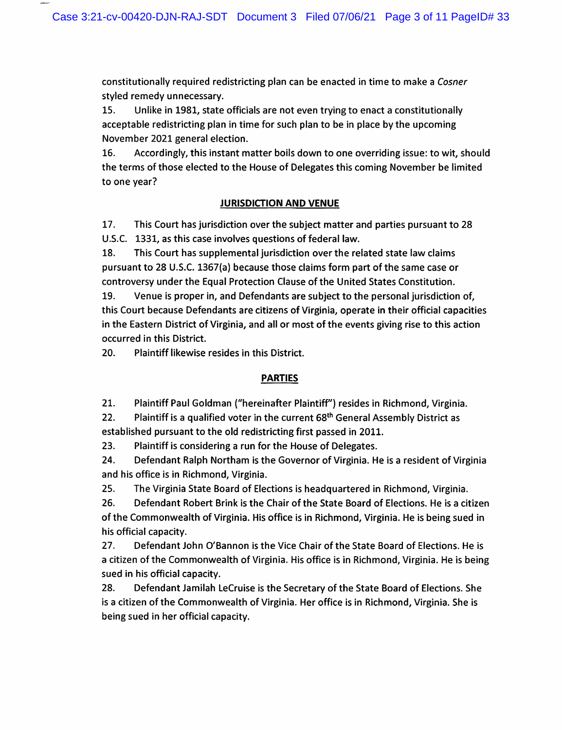constitutionally required redistricting plan can be enacted in time to make a *Cosner* styled remedy unnecessary.

15. Unlike in 1981, state officials are not even trying to enact a constitutionally acceptable redistricting plan in time for such plan to be in place by the upcoming November 2021 general election.

16. Accordingly, this instant matter boils down to one overriding issue: to wit, should the terms of those elected to the House of Delegates this coming November be limited to one year?

## JURISDICTION AND VENUE

17. This Court has jurisdiction over the subject matter and parties pursuant to 28 U.S.C. 1331, as this case involves questions of federal law.

18. This Court has supplemental jurisdiction over the related state law claims pursuant to 28 U.S.C. 1367(a) because those claims form part of the same case or controversy under the Equal Protection Clause of the United States Constitution.

19. Venue is proper in, and Defendants are subject to the personal jurisdiction of, this Court because Defendants are citizens of Virginia, operate in their official capacities in the Eastern District of Virginia, and all or most of the events giving rise to this action occurred in this District.

20. Plaintiff likewise resides in this District.

## PARTIES

21. Plaintiff Paul Goldman ("hereinafter Plaintiff") resides in Richmond, Virginia.

22. Plaintiff is a qualified voter in the current 68th General Assembly District as established pursuant to the old redistricting first passed in 2011.

23. Plaintiff is considering a run for the House of Delegates.

24. Defendant Ralph Northam is the Governor of Virginia. He is a resident of Virginia and his office is in Richmond, Virginia.

25. The Virginia State Board of Elections is headquartered in Richmond, Virginia.

26. Defendant Robert Brink is the Chair of the State Board of Elections. He is a citizen of the Commonwealth of Virginia. His office is in Richmond, Virginia. He is being sued in his official capacity.

27. Defendant John O'Bannon is the Vice Chair of the State Board of Elections. He is a citizen of the Commonwealth of Virginia. His office is in Richmond, Virginia. He is being sued in his official capacity.

28. Defendant Jamilah LeCruise is the Secretary of the State Board of Elections. She is a citizen of the Commonwealth of Virginia. Her office is in Richmond, Virginia. She is being sued in her official capacity.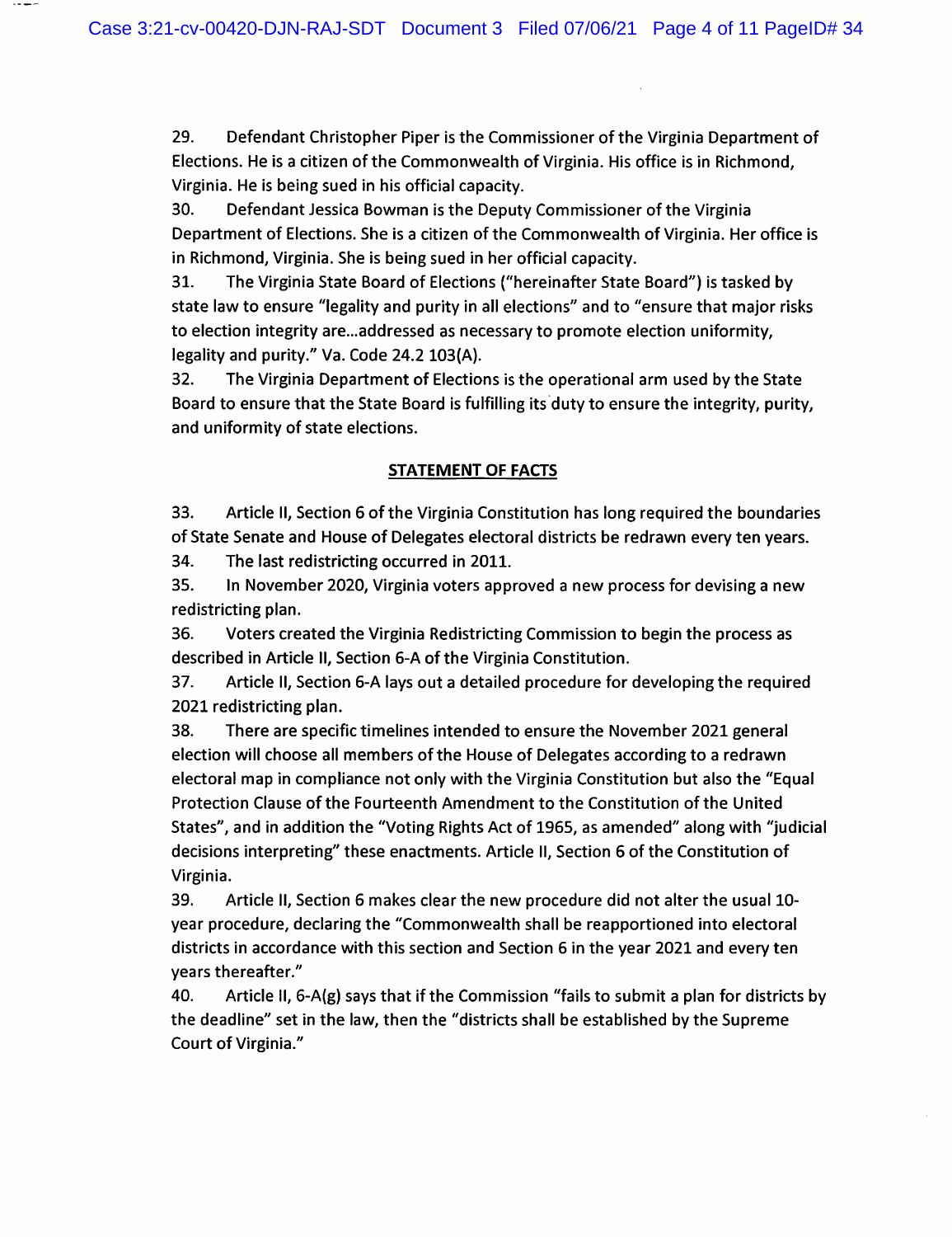29. Defendant Christopher Piper is the Commissioner of the Virginia Department of Elections. He is a citizen of the Commonwealth of Virginia. His office is in Richmond, Virginia. He is being sued in his official capacity.

30. Defendant Jessica Bowman is the Deputy Commissioner of the Virginia Department of Elections. She is a citizen of the Commonwealth of Virginia. Her office is in Richmond, Virginia. She is being sued in her official capacity.

31. The Virginia State Board of Elections ("hereinafter State Board") is tasked by state law to ensure "legality and purity in all elections" and to "ensure that major risks to election integrity are...addressed as necessary to promote election uniformity, legality and purity." Va. Code 24.2 103(A).

32. The Virginia Department of Elections is the operational arm used by the State Board to ensure that the State Board is fulfilling its duty to ensure the integrity, purity, and uniformity of state elections.

## STATEMENT OF FACTS

33. Article II, Section 6 of the Virginia Constitution has long required the boundaries of State Senate and House of Delegates electoral districts be redrawn every ten years.

34. The last redistricting occurred in 2011.

35. In November 2020, Virginia voters approved a new process for devising a new redistricting plan.

36. Voters created the Virginia Redistricting Commission to begin the process as described in Article II, Section 6-A of the Virginia Constitution.

37. Article II, Section 6-A lays out a detailed procedure for developing the required 2021 redistricting plan.

38. There are specific timelines intended to ensure the November 2021 general election will choose all members of the House of Delegates according to a redrawn electoral map in compliance not only with the Virginia Constitution but also the "Equal Protection Clause of the Fourteenth Amendment to the Constitution of the United States", and in addition the "Voting Rights Act of 1965, as amended" along with "judicial decisions interpreting" these enactments. Article II, Section 6 of the Constitution of Virginia.

39. Article II, Section 6 makes clear the new procedure did not alter the usual 10-year procedure, declaring the "Commonwealth shall be reapportioned into electoral districts in accordance with this section and Section 6 in the year 2021 and every ten years thereafter."

40. Article II, 6-A(g) says that if the Commission "fails to submit a plan for districts by the deadline" set in the law, then the "districts shall be established by the Supreme Court of Virginia."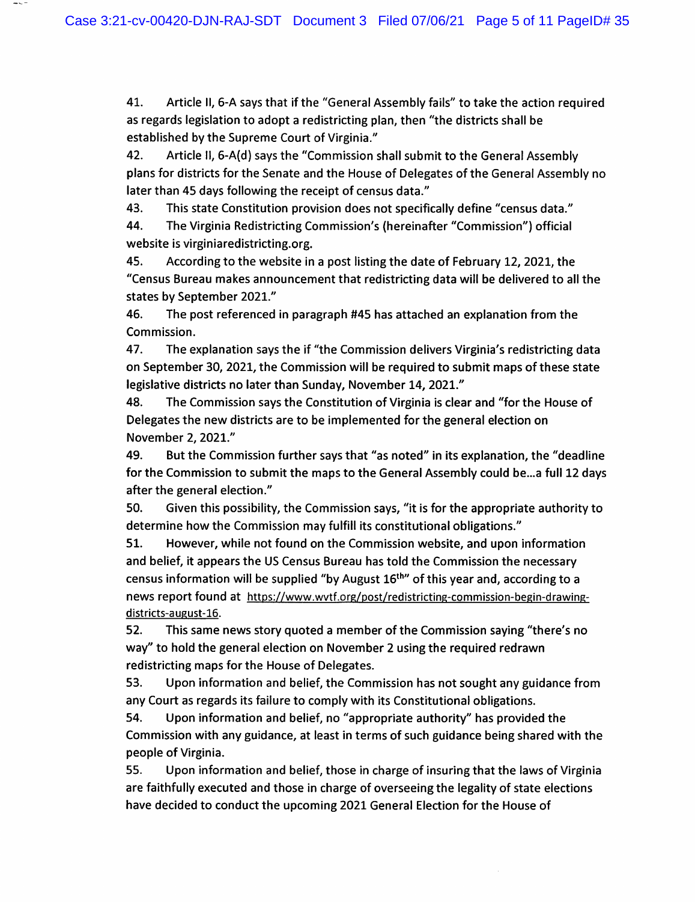41. Article II, 6-A says that if the "General Assembly fails" to take the action required as regards legislation to adopt a redistricting plan, then "the districts shall be established by the Supreme Court of Virginia."

42. Article II, 6-A(d) says the "Commission shall submit to the General Assembly plans for districts for the Senate and the House of Delegates of the General Assembly no later than 45 days following the receipt of census data."

43. This state Constitution provision does not specifically define "census data."

44. The Virginia Redistricting Commission's (hereinafter "Commission") official website is virginiaredistricting.org.

45. According to the website in a post listing the date of February 12, 2021, the "Census Bureau makes announcement that redistricting data will be delivered to all the states by September 2021."

46. The post referenced in paragraph #45 has attached an explanation from the Commission.

47. The explanation says the if "the Commission delivers Virginia's redistricting data on September 30, 2021, the Commission will be required to submit maps of these state legislative districts no later than Sunday, November 14, 2021."

48. The Commission says the Constitution of Virginia is clear and "for the House of Delegates the new districts are to be implemented for the general election on November 2, 2021."

49. But the Commission further says that "as noted" in its explanation, the "deadline for the Commission to submit the maps to the General Assembly could be…a full 12 days after the general election."

50. Given this possibility, the Commission says, "it is for the appropriate authority to determine how the Commission may fulfill its constitutional obligations."

51. However, while not found on the Commission website, and upon information and belief, it appears the US Census Bureau has told the Commission the necessary census information will be supplied "by August 16th" of this year and, according to a news report found at https://www.wvtf.org/post/redistricting-commission-begin-drawing-districts-august-16.

52. This same news story quoted a member of the Commission saying "there's no way" to hold the general election on November 2 using the required redrawn redistricting maps for the House of Delegates.

53. Upon information and belief, the Commission has not sought any guidance from any Court as regards its failure to comply with its Constitutional obligations.

54. Upon information and belief, no "appropriate authority" has provided the Commission with any guidance, at least in terms of such guidance being shared with the people of Virginia.

55. Upon information and belief, those in charge of insuring that the laws of Virginia are faithfully executed and those in charge of overseeing the legality of state elections have decided to conduct the upcoming 2021 General Election for the House of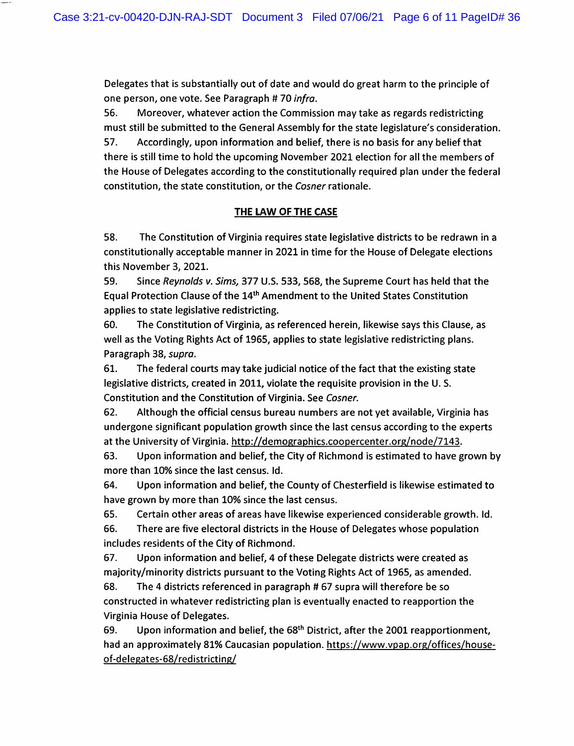Delegates that is substantially out of date and would do great harm to the principle of one person, one vote. See Paragraph # 70 *infra*.

56. Moreover, whatever action the Commission may take as regards redistricting must still be submitted to the General Assembly for the state legislature's consideration.

57. Accordingly, upon information and belief, there is no basis for any belief that there is still time to hold the upcoming November 2021 election for all the members of the House of Delegates according to the constitutionally required plan under the federal constitution, the state constitution, or the *Cosner* rationale.

## THE LAW OF THE CASE

58. The Constitution of Virginia requires state legislative districts to be redrawn in a constitutionally acceptable manner in 2021 in time for the House of Delegate elections this November 3, 2021.

59. Since *Reynolds v. Sims,* 377 U.S. 533, 568, the Supreme Court has held that the Equal Protection Clause of the 14th Amendment to the United States Constitution applies to state legislative redistricting.

60. The Constitution of Virginia, as referenced herein, likewise says this Clause, as well as the Voting Rights Act of 1965, applies to state legislative redistricting plans. Paragraph 38, *supra*.

61. The federal courts may take judicial notice of the fact that the existing state legislative districts, created in 2011, violate the requisite provision in the U. S. Constitution and the Constitution of Virginia. See *Cosner.*

62. Although the official census bureau numbers are not yet available, Virginia has undergone significant population growth since the last census according to the experts at the University of Virginia. http://demographics.coopercenter.org/node/7143.

63. Upon information and belief, the City of Richmond is estimated to have grown by more than 10% since the last census. Id.

64. Upon information and belief, the County of Chesterfield is likewise estimated to have grown by more than 10% since the last census.

65. Certain other areas of areas have likewise experienced considerable growth. Id.

66. There are five electoral districts in the House of Delegates whose population includes residents of the City of Richmond.

67. Upon information and belief, 4 of these Delegate districts were created as majority/minority districts pursuant to the Voting Rights Act of 1965, as amended.

68. The 4 districts referenced in paragraph # 67 supra will therefore be so constructed in whatever redistricting plan is eventually enacted to reapportion the Virginia House of Delegates.

69. Upon information and belief, the 68th District, after the 2001 reapportionment, had an approximately 81% Caucasian population. https://www.vpap.org/offices/house-of-delegates-68/redistricting/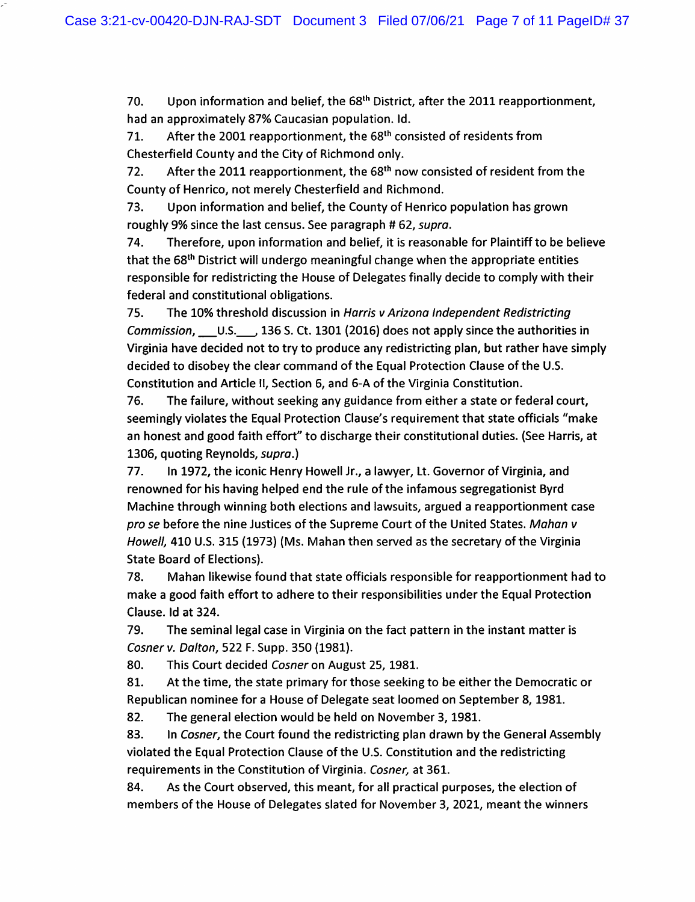70. Upon information and belief, the 68th District, after the 2011 reapportionment, had an approximately 87% Caucasian population. Id.

71. After the 2001 reapportionment, the 68th consisted of residents from Chesterfield County and the City of Richmond only.

72. After the 2011 reapportionment, the 68th now consisted of resident from the County of Henrico, not merely Chesterfield and Richmond.

73. Upon information and belief, the County of Henrico population has grown roughly 9% since the last census. See paragraph # 62, *supra*.

74. Therefore, upon information and belief, it is reasonable for Plaintiff to be believe that the 68th District will undergo meaningful change when the appropriate entities responsible for redistricting the House of Delegates finally decide to comply with their federal and constitutional obligations.

75. The 10% threshold discussion in *Harris v Arizona Independent Redistricting Commission*, ___U.S.___, 136 S. Ct. 1301 (2016) does not apply since the authorities in Virginia have decided not to try to produce any redistricting plan, but rather have simply decided to disobey the clear command of the Equal Protection Clause of the U.S. Constitution and Article II, Section 6, and 6-A of the Virginia Constitution.

76. The failure, without seeking any guidance from either a state or federal court, seemingly violates the Equal Protection Clause's requirement that state officials "make an honest and good faith effort" to discharge their constitutional duties. (See Harris, at 1306, quoting Reynolds, *supra*.)

77. In 1972, the iconic Henry Howell Jr., a lawyer, Lt. Governor of Virginia, and renowned for his having helped end the rule of the infamous segregationist Byrd Machine through winning both elections and lawsuits, argued a reapportionment case *pro se* before the nine Justices of the Supreme Court of the United States. *Mahan v Howell*, 410 U.S. 315 (1973) (Ms. Mahan then served as the secretary of the Virginia State Board of Elections).

78. Mahan likewise found that state officials responsible for reapportionment had to make a good faith effort to adhere to their responsibilities under the Equal Protection Clause. Id at 324.

79. The seminal legal case in Virginia on the fact pattern in the instant matter is *Cosner v. Dalton*, 522 F. Supp. 350 (1981).

80. This Court decided *Cosner* on August 25, 1981.

81. At the time, the state primary for those seeking to be either the Democratic or Republican nominee for a House of Delegate seat loomed on September 8, 1981.

82. The general election would be held on November 3, 1981.

83. In *Cosner*, the Court found the redistricting plan drawn by the General Assembly violated the Equal Protection Clause of the U.S. Constitution and the redistricting requirements in the Constitution of Virginia. *Cosner,* at 361.

84. As the Court observed, this meant, for all practical purposes, the election of members of the House of Delegates slated for November 3, 2021, meant the winners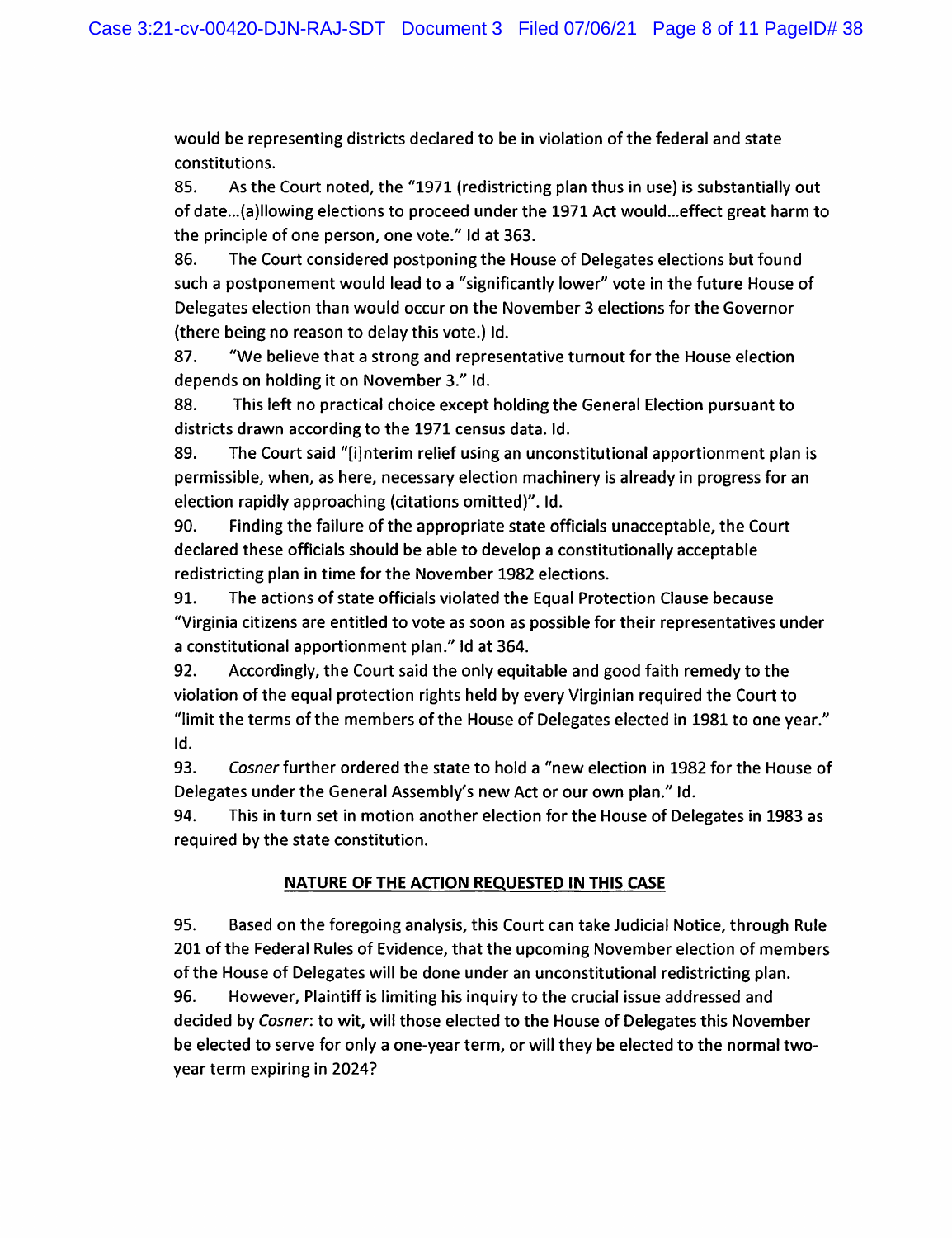would be representing districts declared to be in violation of the federal and state constitutions.

85. As the Court noted, the "1971 (redistricting plan thus in use) is substantially out of date...(a)llowing elections to proceed under the 1971 Act would...effect great harm to the principle of one person, one vote." Id at 363.

86. The Court considered postponing the House of Delegates elections but found such a postponement would lead to a "significantly lower" vote in the future House of Delegates election than would occur on the November 3 elections for the Governor (there being no reason to delay this vote.) Id.

87. "We believe that a strong and representative turnout for the House election depends on holding it on November 3." Id.

88. This left no practical choice except holding the General Election pursuant to districts drawn according to the 1971 census data. Id.

89. The Court said "[i]nterim relief using an unconstitutional apportionment plan is permissible, when, as here, necessary election machinery is already in progress for an election rapidly approaching (citations omitted)". Id.

90. Finding the failure of the appropriate state officials unacceptable, the Court declared these officials should be able to develop a constitutionally acceptable redistricting plan in time for the November 1982 elections.

91. The actions of state officials violated the Equal Protection Clause because "Virginia citizens are entitled to vote as soon as possible for their representatives under a constitutional apportionment plan." Id at 364.

92. Accordingly, the Court said the only equitable and good faith remedy to the violation of the equal protection rights held by every Virginian required the Court to "limit the terms of the members of the House of Delegates elected in 1981 to one year." Id.

93. *Cosner* further ordered the state to hold a "new election in 1982 for the House of Delegates under the General Assembly's new Act or our own plan." Id.

94. This in turn set in motion another election for the House of Delegates in 1983 as required by the state constitution.

## NATURE OF THE ACTION REQUESTED IN THIS CASE

95. Based on the foregoing analysis, this Court can take Judicial Notice, through Rule 201 of the Federal Rules of Evidence, that the upcoming November election of members of the House of Delegates will be done under an unconstitutional redistricting plan.

96. However, Plaintiff is limiting his inquiry to the crucial issue addressed and decided by *Cosner*: to wit, will those elected to the House of Delegates this November be elected to serve for only a one-year term, or will they be elected to the normal two-year term expiring in 2024?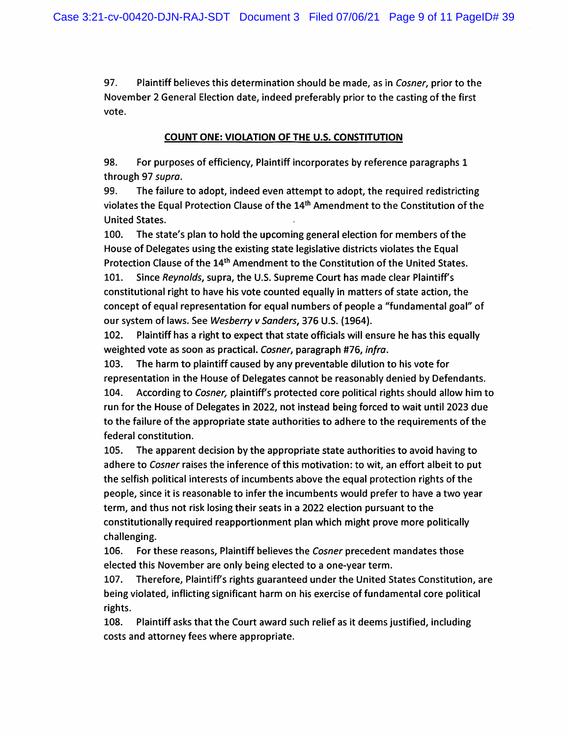97. Plaintiff believes this determination should be made, as in *Cosner*, prior to the November 2 General Election date, indeed preferably prior to the casting of the first vote.

**COUNT ONE: VIOLATION OF THE U.S. CONSTITUTION**

98. For purposes of efficiency, Plaintiff incorporates by reference paragraphs 1 through 97 *supra*.

99. The failure to adopt, indeed even attempt to adopt, the required redistricting violates the Equal Protection Clause of the 14th Amendment to the Constitution of the United States.

100. The state's plan to hold the upcoming general election for members of the House of Delegates using the existing state legislative districts violates the Equal Protection Clause of the 14th Amendment to the Constitution of the United States.

101. Since *Reynolds*, supra, the U.S. Supreme Court has made clear Plaintiff's constitutional right to have his vote counted equally in matters of state action, the concept of equal representation for equal numbers of people a "fundamental goal" of our system of laws. See *Wesberry v Sanders*, 376 U.S. (1964).

102. Plaintiff has a right to expect that state officials will ensure he has this equally weighted vote as soon as practical. *Cosner*, paragraph #76, *infra*.

103. The harm to plaintiff caused by any preventable dilution to his vote for representation in the House of Delegates cannot be reasonably denied by Defendants.

104. According to *Cosner,* plaintiff's protected core political rights should allow him to run for the House of Delegates in 2022, not instead being forced to wait until 2023 due to the failure of the appropriate state authorities to adhere to the requirements of the federal constitution.

105. The apparent decision by the appropriate state authorities to avoid having to adhere to *Cosner* raises the inference of this motivation: to wit, an effort albeit to put the selfish political interests of incumbents above the equal protection rights of the people, since it is reasonable to infer the incumbents would prefer to have a two year term, and thus not risk losing their seats in a 2022 election pursuant to the constitutionally required reapportionment plan which might prove more politically challenging.

106. For these reasons, Plaintiff believes the *Cosner* precedent mandates those elected this November are only being elected to a one-year term.

107. Therefore, Plaintiff's rights guaranteed under the United States Constitution, are being violated, inflicting significant harm on his exercise of fundamental core political rights.

108. Plaintiff asks that the Court award such relief as it deems justified, including costs and attorney fees where appropriate.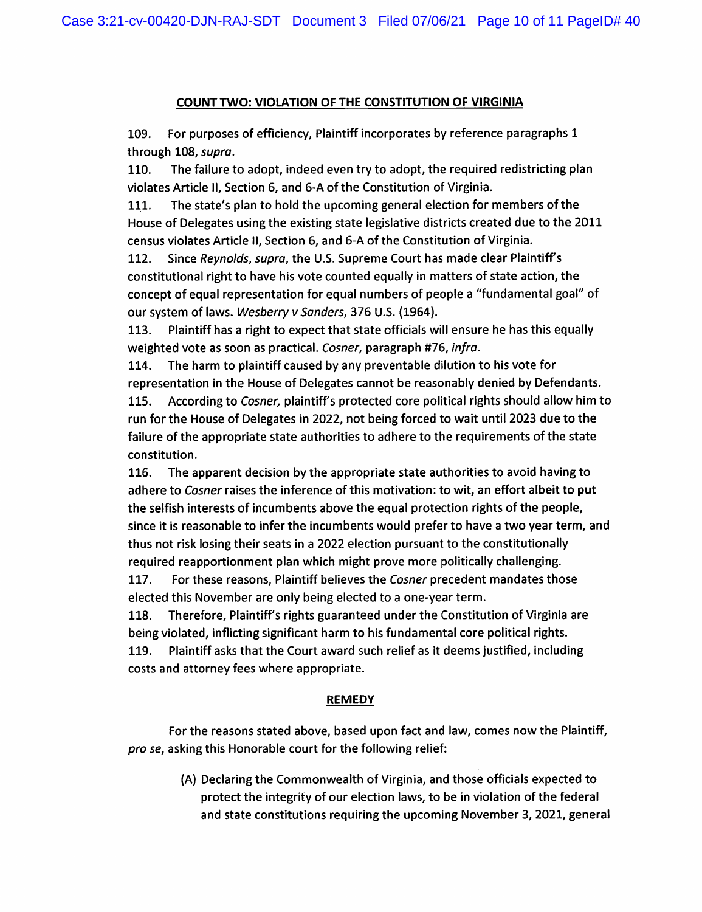**COUNT TWO: VIOLATION OF THE CONSTITUTION OF VIRGINIA**

109. For purposes of efficiency, Plaintiff incorporates by reference paragraphs 1 through 108, *supra*.

110. The failure to adopt, indeed even try to adopt, the required redistricting plan violates Article II, Section 6, and 6-A of the Constitution of Virginia.

111. The state's plan to hold the upcoming general election for members of the House of Delegates using the existing state legislative districts created due to the 2011 census violates Article II, Section 6, and 6-A of the Constitution of Virginia.

112. Since *Reynolds*, *supra*, the U.S. Supreme Court has made clear Plaintiff's constitutional right to have his vote counted equally in matters of state action, the concept of equal representation for equal numbers of people a "fundamental goal" of our system of laws. *Wesberry v Sanders*, 376 U.S. (1964).

113. Plaintiff has a right to expect that state officials will ensure he has this equally weighted vote as soon as practical. *Cosner*, paragraph #76, *infra*.

114. The harm to plaintiff caused by any preventable dilution to his vote for representation in the House of Delegates cannot be reasonably denied by Defendants.

115. According to *Cosner*, plaintiff's protected core political rights should allow him to run for the House of Delegates in 2022, not being forced to wait until 2023 due to the failure of the appropriate state authorities to adhere to the requirements of the state constitution.

116. The apparent decision by the appropriate state authorities to avoid having to adhere to *Cosner* raises the inference of this motivation: to wit, an effort albeit to put the selfish interests of incumbents above the equal protection rights of the people, since it is reasonable to infer the incumbents would prefer to have a two year term, and thus not risk losing their seats in a 2022 election pursuant to the constitutionally required reapportionment plan which might prove more politically challenging.

117. For these reasons, Plaintiff believes the *Cosner* precedent mandates those elected this November are only being elected to a one-year term.

118. Therefore, Plaintiff's rights guaranteed under the Constitution of Virginia are being violated, inflicting significant harm to his fundamental core political rights.

119. Plaintiff asks that the Court award such relief as it deems justified, including costs and attorney fees where appropriate.

**REMEDY**

For the reasons stated above, based upon fact and law, comes now the Plaintiff, *pro se*, asking this Honorable court for the following relief:

(A) Declaring the Commonwealth of Virginia, and those officials expected to protect the integrity of our election laws, to be in violation of the federal and state constitutions requiring the upcoming November 3, 2021, general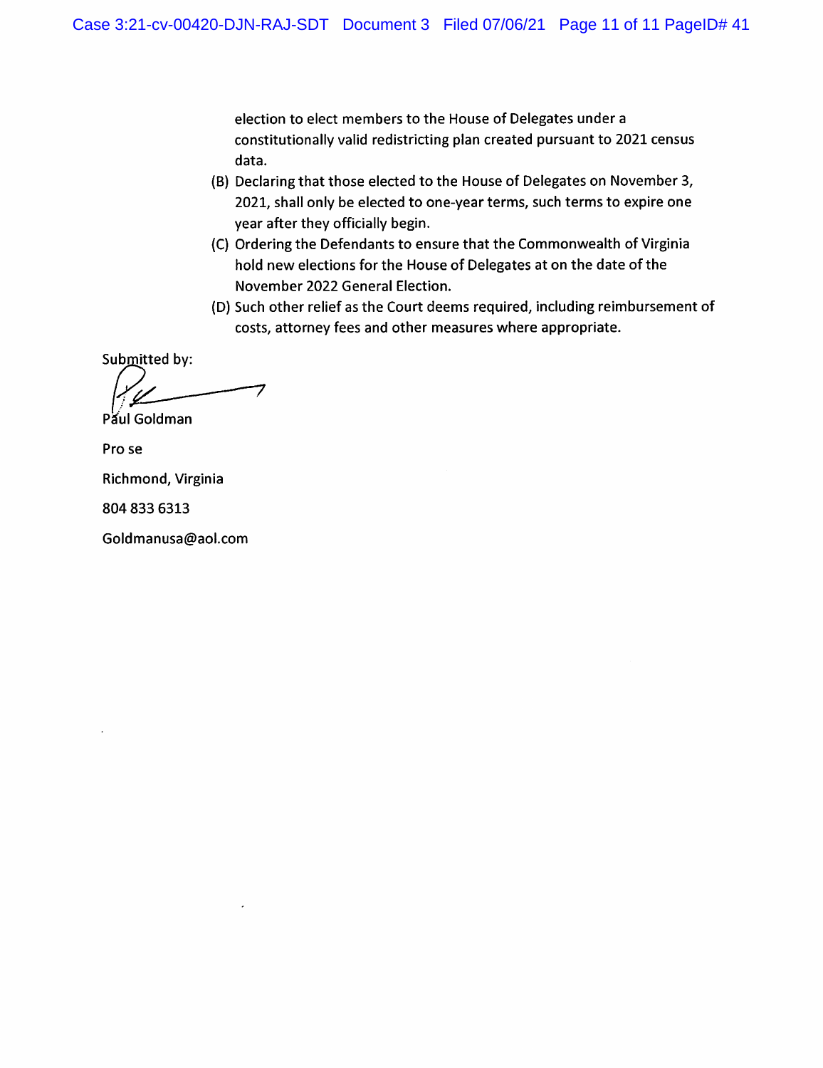election to elect members to the House of Delegates under a constitutionally valid redistricting plan created pursuant to 2021 census data.

(B) Declaring that those elected to the House of Delegates on November 3, 2021, shall only be elected to one-year terms, such terms to expire one year after they officially begin.

(C) Ordering the Defendants to ensure that the Commonwealth of Virginia hold new elections for the House of Delegates at on the date of the November 2022 General Election.

(D) Such other relief as the Court deems required, including reimbursement of costs, attorney fees and other measures where appropriate.

Submitted by:

Paul Goldman

Pro se

Richmond, Virginia

804 833 6313

Goldmanusa@aol.com